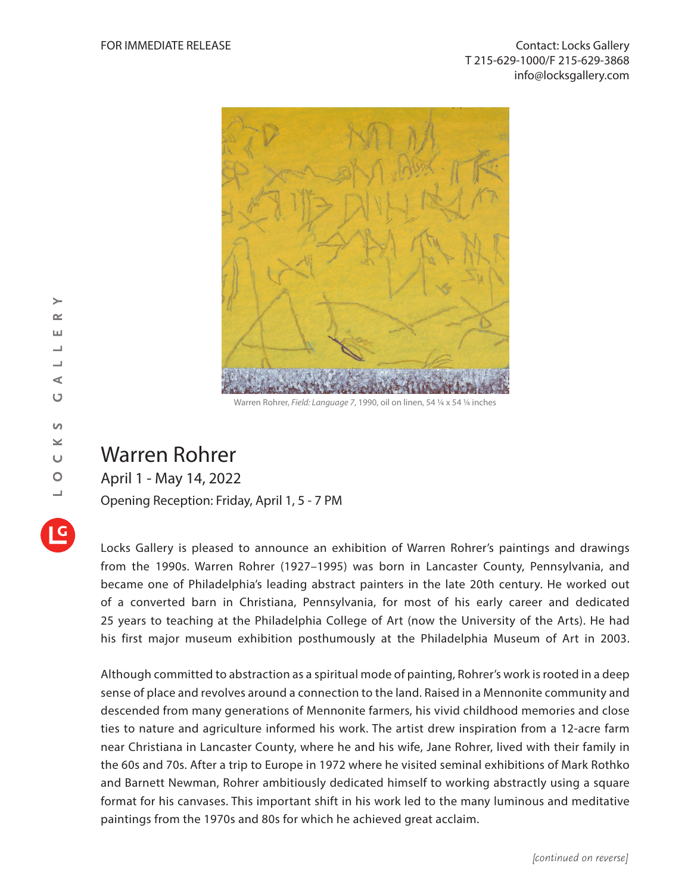FOR IMMEDIATE RELEASE

Contact: Locks Gallery
T 215-629-1000/F 215-629-3868
info@locksgallery.com

Warren Rohrer, *Field: Language 7*, 1990, oil on linen, 54 ¼ x 54 ¼ inches

# Warren Rohrer

April 1 - May 14, 2022

Opening Reception: Friday, April 1, 5 - 7 PM

Locks Gallery is pleased to announce an exhibition of Warren Rohrer's paintings and drawings from the 1990s. Warren Rohrer (1927–1995) was born in Lancaster County, Pennsylvania, and became one of Philadelphia's leading abstract painters in the late 20th century. He worked out of a converted barn in Christiana, Pennsylvania, for most of his early career and dedicated 25 years to teaching at the Philadelphia College of Art (now the University of the Arts). He had his first major museum exhibition posthumously at the Philadelphia Museum of Art in 2003.

Although committed to abstraction as a spiritual mode of painting, Rohrer's work is rooted in a deep sense of place and revolves around a connection to the land. Raised in a Mennonite community and descended from many generations of Mennonite farmers, his vivid childhood memories and close ties to nature and agriculture informed his work. The artist drew inspiration from a 12-acre farm near Christiana in Lancaster County, where he and his wife, Jane Rohrer, lived with their family in the 60s and 70s. After a trip to Europe in 1972 where he visited seminal exhibitions of Mark Rothko and Barnett Newman, Rohrer ambitiously dedicated himself to working abstractly using a square format for his canvases. This important shift in his work led to the many luminous and meditative paintings from the 1970s and 80s for which he achieved great acclaim.

*[continued on reverse]*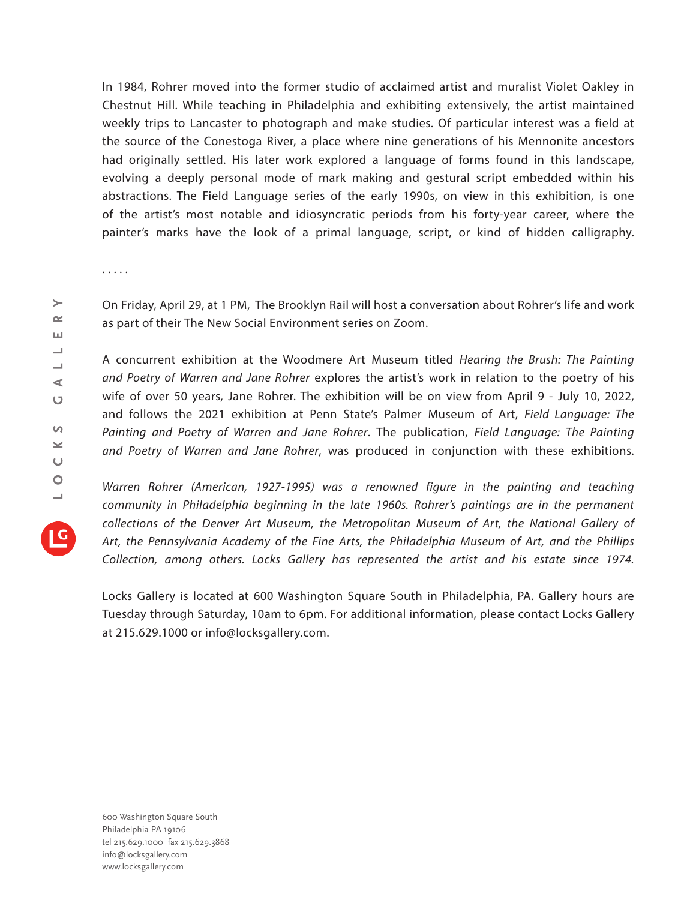In 1984, Rohrer moved into the former studio of acclaimed artist and muralist Violet Oakley in Chestnut Hill. While teaching in Philadelphia and exhibiting extensively, the artist maintained weekly trips to Lancaster to photograph and make studies. Of particular interest was a field at the source of the Conestoga River, a place where nine generations of his Mennonite ancestors had originally settled. His later work explored a language of forms found in this landscape, evolving a deeply personal mode of mark making and gestural script embedded within his abstractions. The Field Language series of the early 1990s, on view in this exhibition, is one of the artist's most notable and idiosyncratic periods from his forty-year career, where the painter's marks have the look of a primal language, script, or kind of hidden calligraphy.

. . . . .

On Friday, April 29, at 1 PM, The Brooklyn Rail will host a conversation about Rohrer's life and work as part of their The New Social Environment series on Zoom.

A concurrent exhibition at the Woodmere Art Museum titled *Hearing the Brush: The Painting and Poetry of Warren and Jane Rohrer* explores the artist's work in relation to the poetry of his wife of over 50 years, Jane Rohrer. The exhibition will be on view from April 9 - July 10, 2022, and follows the 2021 exhibition at Penn State's Palmer Museum of Art, *Field Language: The Painting and Poetry of Warren and Jane Rohrer*. The publication, *Field Language: The Painting and Poetry of Warren and Jane Rohrer*, was produced in conjunction with these exhibitions.

*Warren Rohrer (American, 1927-1995) was a renowned figure in the painting and teaching community in Philadelphia beginning in the late 1960s. Rohrer's paintings are in the permanent collections of the Denver Art Museum, the Metropolitan Museum of Art, the National Gallery of Art, the Pennsylvania Academy of the Fine Arts, the Philadelphia Museum of Art, and the Phillips Collection, among others. Locks Gallery has represented the artist and his estate since 1974.*

Locks Gallery is located at 600 Washington Square South in Philadelphia, PA. Gallery hours are Tuesday through Saturday, 10am to 6pm. For additional information, please contact Locks Gallery at 215.629.1000 or info@locksgallery.com.